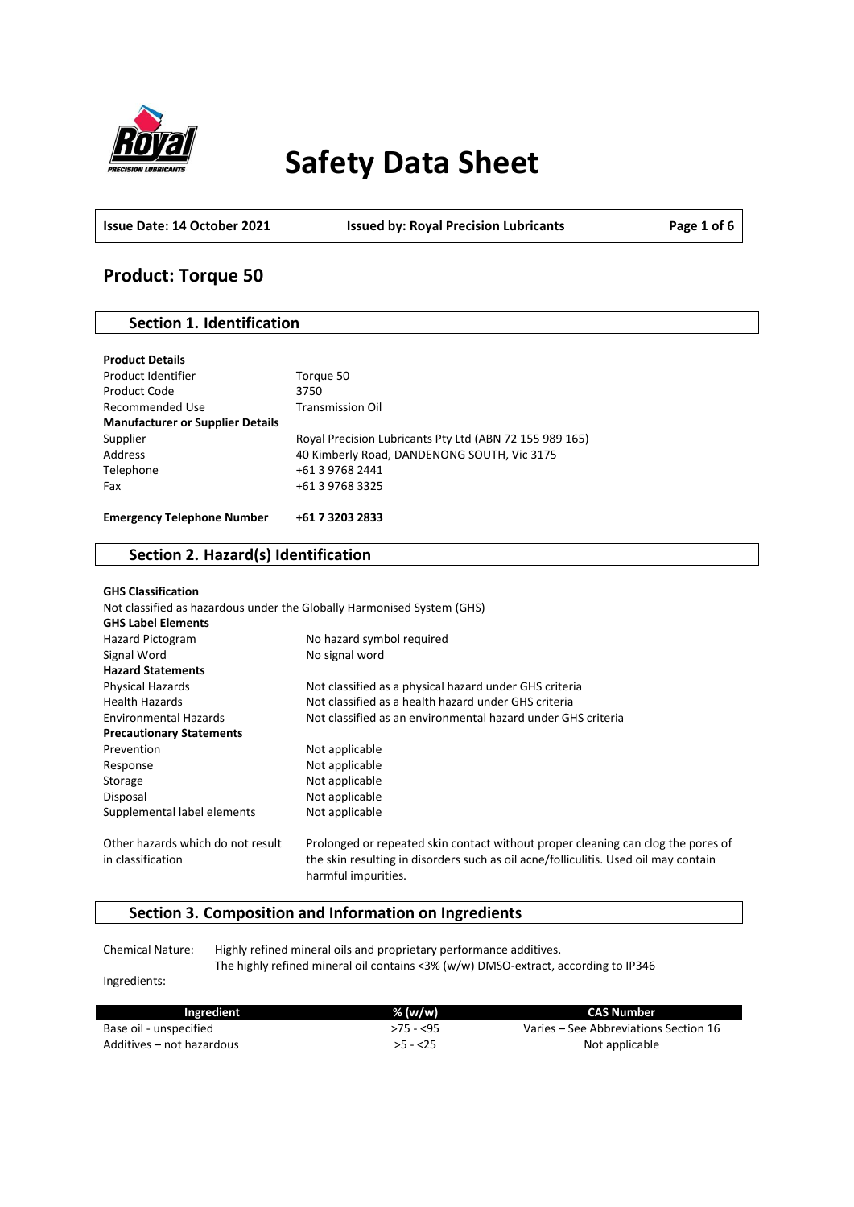# Safety Data Sheet

**Issue Date: 14 October 2021** | **Issued by: Royal Precision Lubricants**

## Product: Torque 50

### Section 1. Identification

**Product Details**

| | |
|---|---|
| Product Identifier | Torque 50 |
| Product Code | 3750 |
| Recommended Use | Transmission Oil |
| **Manufacturer or Supplier Details** | |
| Supplier | Royal Precision Lubricants Pty Ltd (ABN 72 155 989 165) |
| Address | 40 Kimberly Road, DANDENONG SOUTH, Vic 3175 |
| Telephone | +61 3 9768 2441 |
| Fax | +61 3 9768 3325 |

**Emergency Telephone Number** **+61 7 3203 2833**

### Section 2. Hazard(s) Identification

**GHS Classification**

Not classified as hazardous under the Globally Harmonised System (GHS)

**GHS Label Elements**

| | |
|---|---|
| Hazard Pictogram | No hazard symbol required |
| Signal Word | No signal word |
| **Hazard Statements** | |
| Physical Hazards | Not classified as a physical hazard under GHS criteria |
| Health Hazards | Not classified as a health hazard under GHS criteria |
| Environmental Hazards | Not classified as an environmental hazard under GHS criteria |
| **Precautionary Statements** | |
| Prevention | Not applicable |
| Response | Not applicable |
| Storage | Not applicable |
| Disposal | Not applicable |
| Supplemental label elements | Not applicable |
| Other hazards which do not result in classification | Prolonged or repeated skin contact without proper cleaning can clog the pores of the skin resulting in disorders such as oil acne/folliculitis. Used oil may contain harmful impurities. |

### Section 3. Composition and Information on Ingredients

Chemical Nature: Highly refined mineral oils and proprietary performance additives.
The highly refined mineral oil contains <3% (w/w) DMSO-extract, according to IP346

Ingredients:

| Ingredient | % (w/w) | CAS Number |
|---|---|---|
| Base oil - unspecified | >75 - <95 | Varies – See Abbreviations Section 16 |
| Additives – not hazardous | >5 - <25 | Not applicable |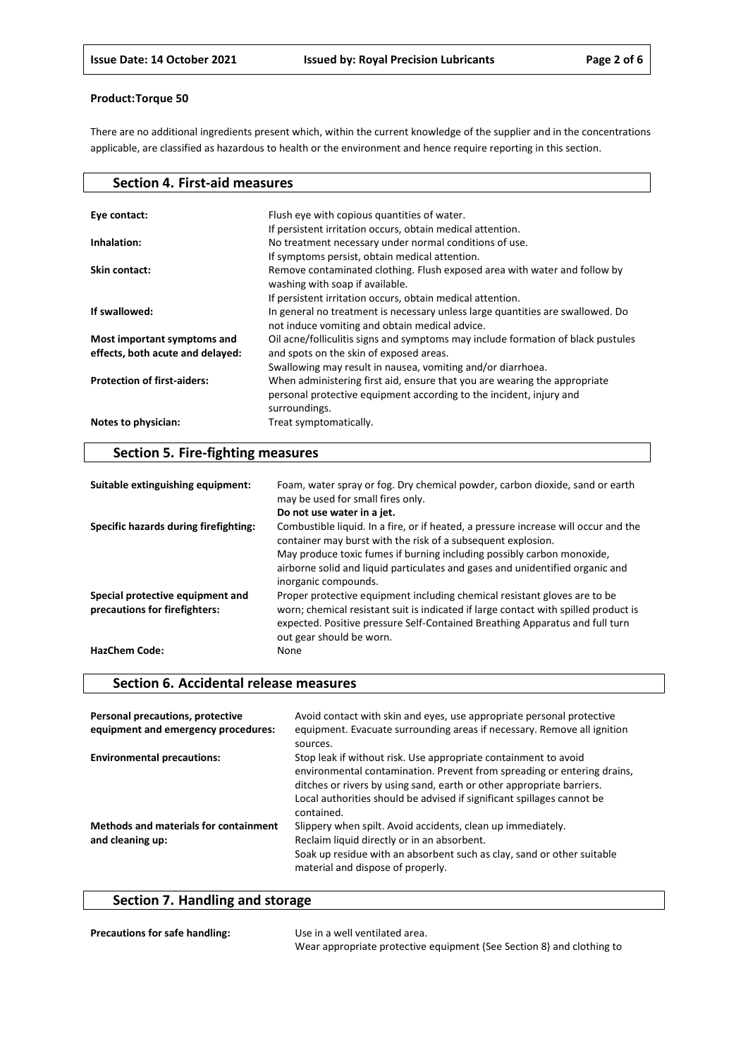**Product:Torque 50**

There are no additional ingredients present which, within the current knowledge of the supplier and in the concentrations applicable, are classified as hazardous to health or the environment and hence require reporting in this section.

## Section 4. First-aid measures

| | |
|---|---|
| **Eye contact:** | Flush eye with copious quantities of water. If persistent irritation occurs, obtain medical attention. |
| **Inhalation:** | No treatment necessary under normal conditions of use. If symptoms persist, obtain medical attention. |
| **Skin contact:** | Remove contaminated clothing. Flush exposed area with water and follow by washing with soap if available. If persistent irritation occurs, obtain medical attention. |
| **If swallowed:** | In general no treatment is necessary unless large quantities are swallowed. Do not induce vomiting and obtain medical advice. |
| **Most important symptoms and effects, both acute and delayed:** | Oil acne/folliculitis signs and symptoms may include formation of black pustules and spots on the skin of exposed areas. Swallowing may result in nausea, vomiting and/or diarrhoea. |
| **Protection of first-aiders:** | When administering first aid, ensure that you are wearing the appropriate personal protective equipment according to the incident, injury and surroundings. |
| **Notes to physician:** | Treat symptomatically. |

## Section 5. Fire-fighting measures

| | |
|---|---|
| **Suitable extinguishing equipment:** | Foam, water spray or fog. Dry chemical powder, carbon dioxide, sand or earth may be used for small fires only. **Do not use water in a jet.** |
| **Specific hazards during firefighting:** | Combustible liquid. In a fire, or if heated, a pressure increase will occur and the container may burst with the risk of a subsequent explosion. May produce toxic fumes if burning including possibly carbon monoxide, airborne solid and liquid particulates and gases and unidentified organic and inorganic compounds. |
| **Special protective equipment and precautions for firefighters:** | Proper protective equipment including chemical resistant gloves are to be worn; chemical resistant suit is indicated if large contact with spilled product is expected. Positive pressure Self-Contained Breathing Apparatus and full turn out gear should be worn. |
| **HazChem Code:** | None |

## Section 6. Accidental release measures

| | |
|---|---|
| **Personal precautions, protective equipment and emergency procedures:** | Avoid contact with skin and eyes, use appropriate personal protective equipment. Evacuate surrounding areas if necessary. Remove all ignition sources. |
| **Environmental precautions:** | Stop leak if without risk. Use appropriate containment to avoid environmental contamination. Prevent from spreading or entering drains, ditches or rivers by using sand, earth or other appropriate barriers. Local authorities should be advised if significant spillages cannot be contained. |
| **Methods and materials for containment and cleaning up:** | Slippery when spilt. Avoid accidents, clean up immediately. Reclaim liquid directly or in an absorbent. Soak up residue with an absorbent such as clay, sand or other suitable material and dispose of properly. |

## Section 7. Handling and storage

| | |
|---|---|
| **Precautions for safe handling:** | Use in a well ventilated area. Wear appropriate protective equipment (See Section 8) and clothing to |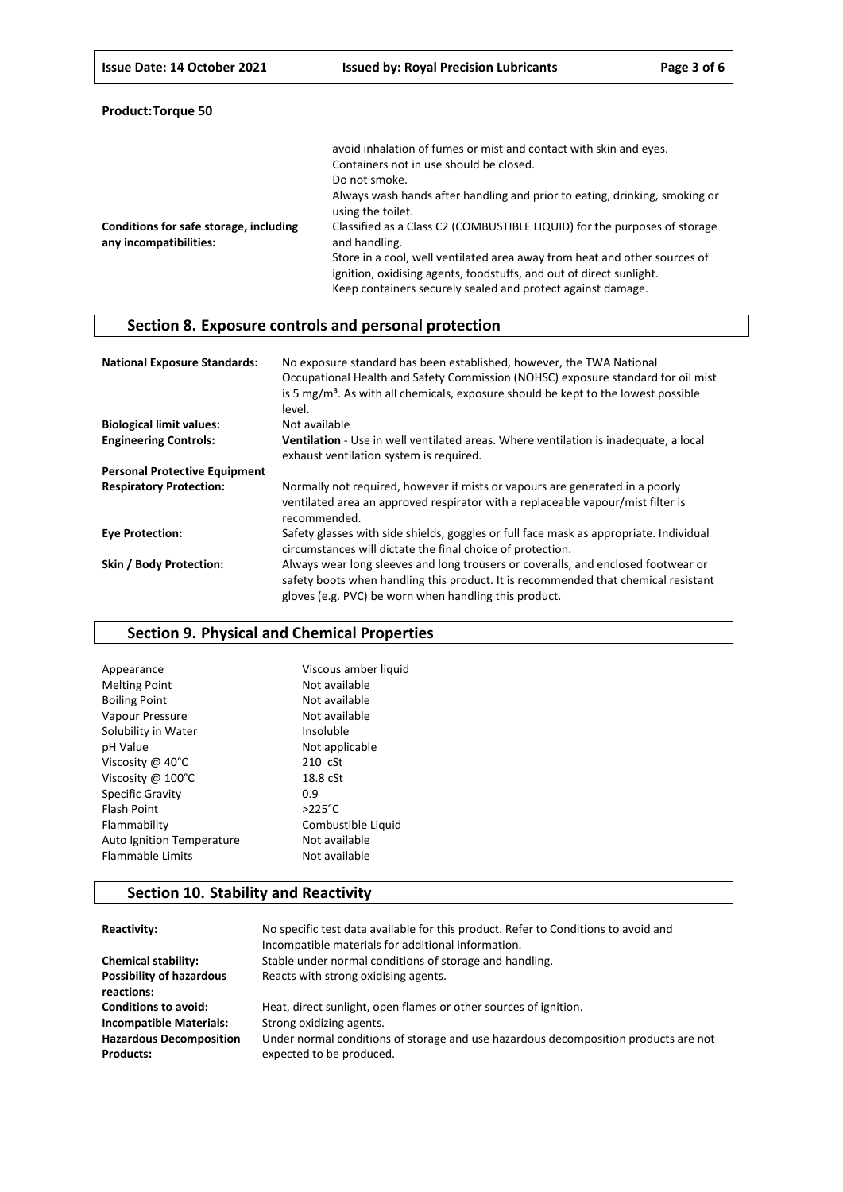**Product:Torque 50**

| | |
|---|---|
| | avoid inhalation of fumes or mist and contact with skin and eyes. Containers not in use should be closed. Do not smoke. Always wash hands after handling and prior to eating, drinking, smoking or using the toilet. |
| **Conditions for safe storage, including any incompatibilities:** | Classified as a Class C2 (COMBUSTIBLE LIQUID) for the purposes of storage and handling. Store in a cool, well ventilated area away from heat and other sources of ignition, oxidising agents, foodstuffs, and out of direct sunlight. Keep containers securely sealed and protect against damage. |

## Section 8. Exposure controls and personal protection

| | |
|---|---|
| **National Exposure Standards:** | No exposure standard has been established, however, the TWA National Occupational Health and Safety Commission (NOHSC) exposure standard for oil mist is 5 mg/m³. As with all chemicals, exposure should be kept to the lowest possible level. |
| **Biological limit values:** | Not available |
| **Engineering Controls:** | **Ventilation** - Use in well ventilated areas. Where ventilation is inadequate, a local exhaust ventilation system is required. |
| **Personal Protective Equipment** | |
| **Respiratory Protection:** | Normally not required, however if mists or vapours are generated in a poorly ventilated area an approved respirator with a replaceable vapour/mist filter is recommended. |
| **Eye Protection:** | Safety glasses with side shields, goggles or full face mask as appropriate. Individual circumstances will dictate the final choice of protection. |
| **Skin / Body Protection:** | Always wear long sleeves and long trousers or coveralls, and enclosed footwear or safety boots when handling this product. It is recommended that chemical resistant gloves (e.g. PVC) be worn when handling this product. |

## Section 9. Physical and Chemical Properties

| | |
|---|---|
| Appearance | Viscous amber liquid |
| Melting Point | Not available |
| Boiling Point | Not available |
| Vapour Pressure | Not available |
| Solubility in Water | Insoluble |
| pH Value | Not applicable |
| Viscosity @ 40°C | 210 cSt |
| Viscosity @ 100°C | 18.8 cSt |
| Specific Gravity | 0.9 |
| Flash Point | >225°C |
| Flammability | Combustible Liquid |
| Auto Ignition Temperature | Not available |
| Flammable Limits | Not available |

## Section 10. Stability and Reactivity

| | |
|---|---|
| **Reactivity:** | No specific test data available for this product. Refer to Conditions to avoid and Incompatible materials for additional information. |
| **Chemical stability:** | Stable under normal conditions of storage and handling. |
| **Possibility of hazardous reactions:** | Reacts with strong oxidising agents. |
| **Conditions to avoid:** | Heat, direct sunlight, open flames or other sources of ignition. |
| **Incompatible Materials:** | Strong oxidizing agents. |
| **Hazardous Decomposition Products:** | Under normal conditions of storage and use hazardous decomposition products are not expected to be produced. |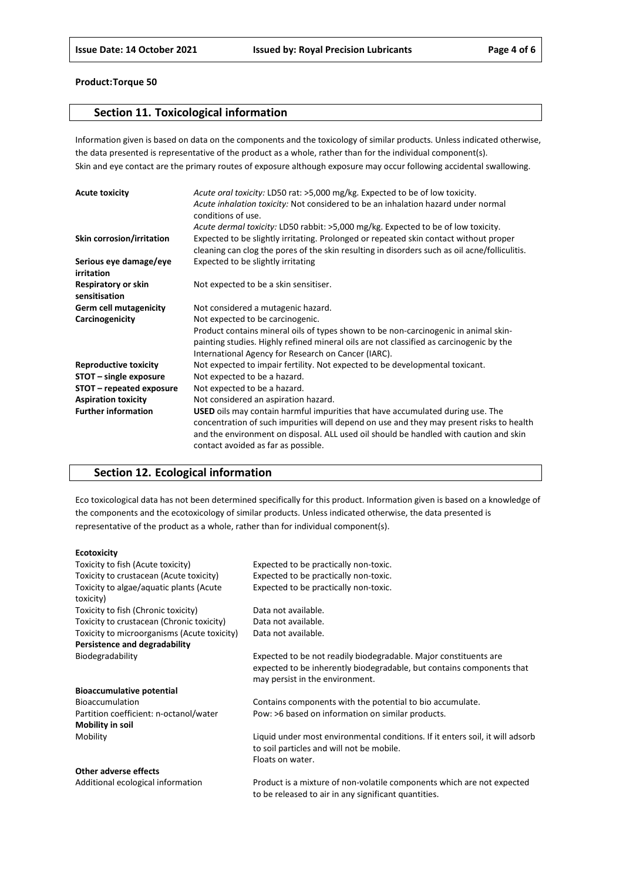**Product:Torque 50**

## Section 11. Toxicological information

Information given is based on data on the components and the toxicology of similar products. Unless indicated otherwise, the data presented is representative of the product as a whole, rather than for the individual component(s).
Skin and eye contact are the primary routes of exposure although exposure may occur following accidental swallowing.

| | |
|---|---|
| **Acute toxicity** | *Acute oral toxicity:* LD50 rat: >5,000 mg/kg. Expected to be of low toxicity.<br>*Acute inhalation toxicity:* Not considered to be an inhalation hazard under normal conditions of use.<br>*Acute dermal toxicity:* LD50 rabbit: >5,000 mg/kg. Expected to be of low toxicity. |
| **Skin corrosion/irritation** | Expected to be slightly irritating. Prolonged or repeated skin contact without proper cleaning can clog the pores of the skin resulting in disorders such as oil acne/folliculitis. |
| **Serious eye damage/eye irritation** | Expected to be slightly irritating |
| **Respiratory or skin sensitisation** | Not expected to be a skin sensitiser. |
| **Germ cell mutagenicity** | Not considered a mutagenic hazard. |
| **Carcinogenicity** | Not expected to be carcinogenic.<br>Product contains mineral oils of types shown to be non-carcinogenic in animal skin-painting studies. Highly refined mineral oils are not classified as carcinogenic by the International Agency for Research on Cancer (IARC). |
| **Reproductive toxicity** | Not expected to impair fertility. Not expected to be developmental toxicant. |
| **STOT – single exposure** | Not expected to be a hazard. |
| **STOT – repeated exposure** | Not expected to be a hazard. |
| **Aspiration toxicity** | Not considered an aspiration hazard. |
| **Further information** | **USED** oils may contain harmful impurities that have accumulated during use. The concentration of such impurities will depend on use and they may present risks to health and the environment on disposal. ALL used oil should be handled with caution and skin contact avoided as far as possible. |

## Section 12. Ecological information

Eco toxicological data has not been determined specifically for this product. Information given is based on a knowledge of the components and the ecotoxicology of similar products. Unless indicated otherwise, the data presented is representative of the product as a whole, rather than for individual component(s).

| | |
|---|---|
| **Ecotoxicity** | |
| Toxicity to fish (Acute toxicity) | Expected to be practically non-toxic. |
| Toxicity to crustacean (Acute toxicity) | Expected to be practically non-toxic. |
| Toxicity to algae/aquatic plants (Acute toxicity) | Expected to be practically non-toxic. |
| Toxicity to fish (Chronic toxicity) | Data not available. |
| Toxicity to crustacean (Chronic toxicity) | Data not available. |
| Toxicity to microorganisms (Acute toxicity) | Data not available. |
| **Persistence and degradability** | |
| Biodegradability | Expected to be not readily biodegradable. Major constituents are expected to be inherently biodegradable, but contains components that may persist in the environment. |
| **Bioaccumulative potential** | |
| Bioaccumulation | Contains components with the potential to bio accumulate. |
| Partition coefficient: n-octanol/water | Pow: >6 based on information on similar products. |
| **Mobility in soil** | |
| Mobility | Liquid under most environmental conditions. If it enters soil, it will adsorb to soil particles and will not be mobile.<br>Floats on water. |
| **Other adverse effects** | |
| Additional ecological information | Product is a mixture of non-volatile components which are not expected to be released to air in any significant quantities. |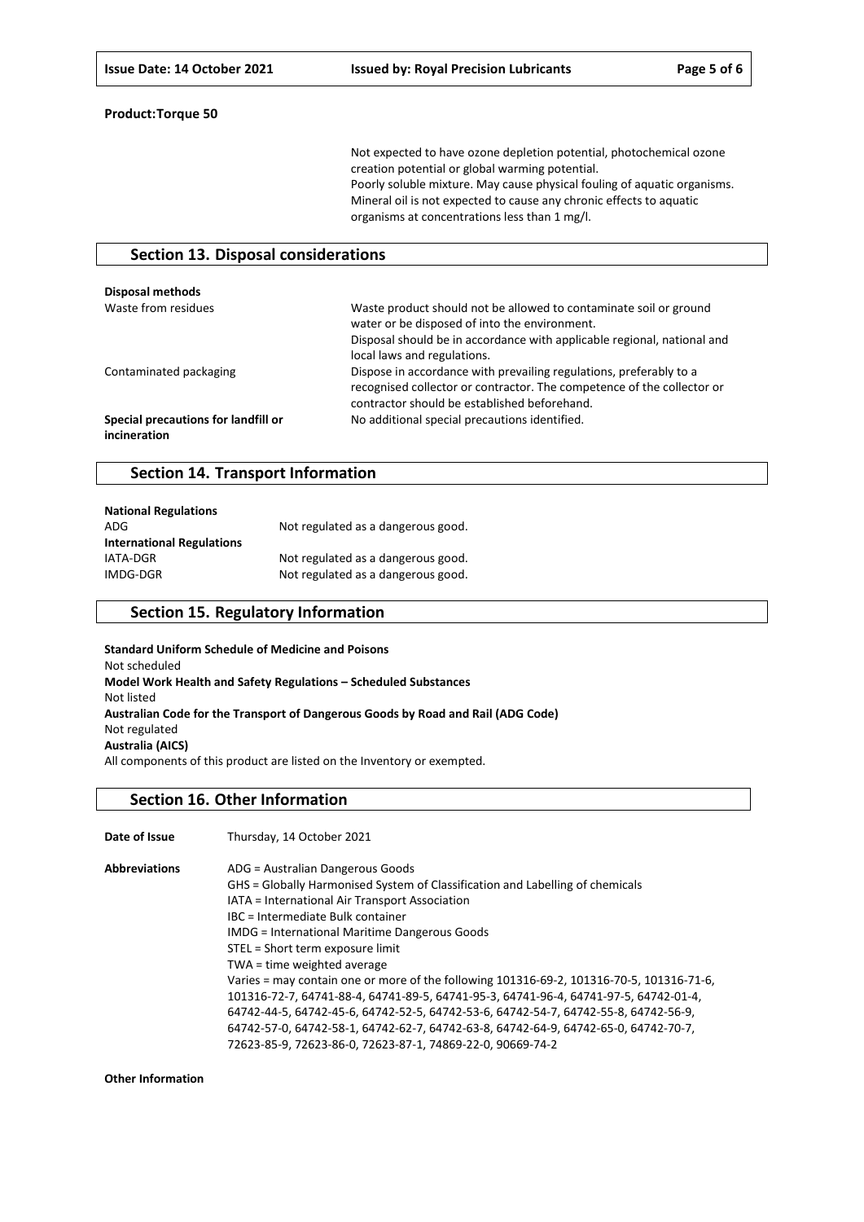**Product:Torque 50**

Not expected to have ozone depletion potential, photochemical ozone creation potential or global warming potential.
Poorly soluble mixture. May cause physical fouling of aquatic organisms.
Mineral oil is not expected to cause any chronic effects to aquatic organisms at concentrations less than 1 mg/l.

## Section 13. Disposal considerations

**Disposal methods**

| | |
|---|---|
| Waste from residues | Waste product should not be allowed to contaminate soil or ground water or be disposed of into the environment. Disposal should be in accordance with applicable regional, national and local laws and regulations. |
| Contaminated packaging | Dispose in accordance with prevailing regulations, preferably to a recognised collector or contractor. The competence of the collector or contractor should be established beforehand. |
| **Special precautions for landfill or incineration** | No additional special precautions identified. |

## Section 14. Transport Information

**National Regulations**

| | |
|---|---|
| ADG | Not regulated as a dangerous good. |

**International Regulations**

| | |
|---|---|
| IATA-DGR | Not regulated as a dangerous good. |
| IMDG-DGR | Not regulated as a dangerous good. |

## Section 15. Regulatory Information

**Standard Uniform Schedule of Medicine and Poisons**
Not scheduled
**Model Work Health and Safety Regulations – Scheduled Substances**
Not listed
**Australian Code for the Transport of Dangerous Goods by Road and Rail (ADG Code)**
Not regulated
**Australia (AICS)**
All components of this product are listed on the Inventory or exempted.

## Section 16. Other Information

**Date of Issue** Thursday, 14 October 2021

**Abbreviations**
ADG = Australian Dangerous Goods
GHS = Globally Harmonised System of Classification and Labelling of chemicals
IATA = International Air Transport Association
IBC = Intermediate Bulk container
IMDG = International Maritime Dangerous Goods
STEL = Short term exposure limit
TWA = time weighted average
Varies = may contain one or more of the following 101316-69-2, 101316-70-5, 101316-71-6, 101316-72-7, 64741-88-4, 64741-89-5, 64741-95-3, 64741-96-4, 64741-97-5, 64742-01-4, 64742-44-5, 64742-45-6, 64742-52-5, 64742-53-6, 64742-54-7, 64742-55-8, 64742-56-9, 64742-57-0, 64742-58-1, 64742-62-7, 64742-63-8, 64742-64-9, 64742-65-0, 64742-70-7, 72623-85-9, 72623-86-0, 72623-87-1, 74869-22-0, 90669-74-2

**Other Information**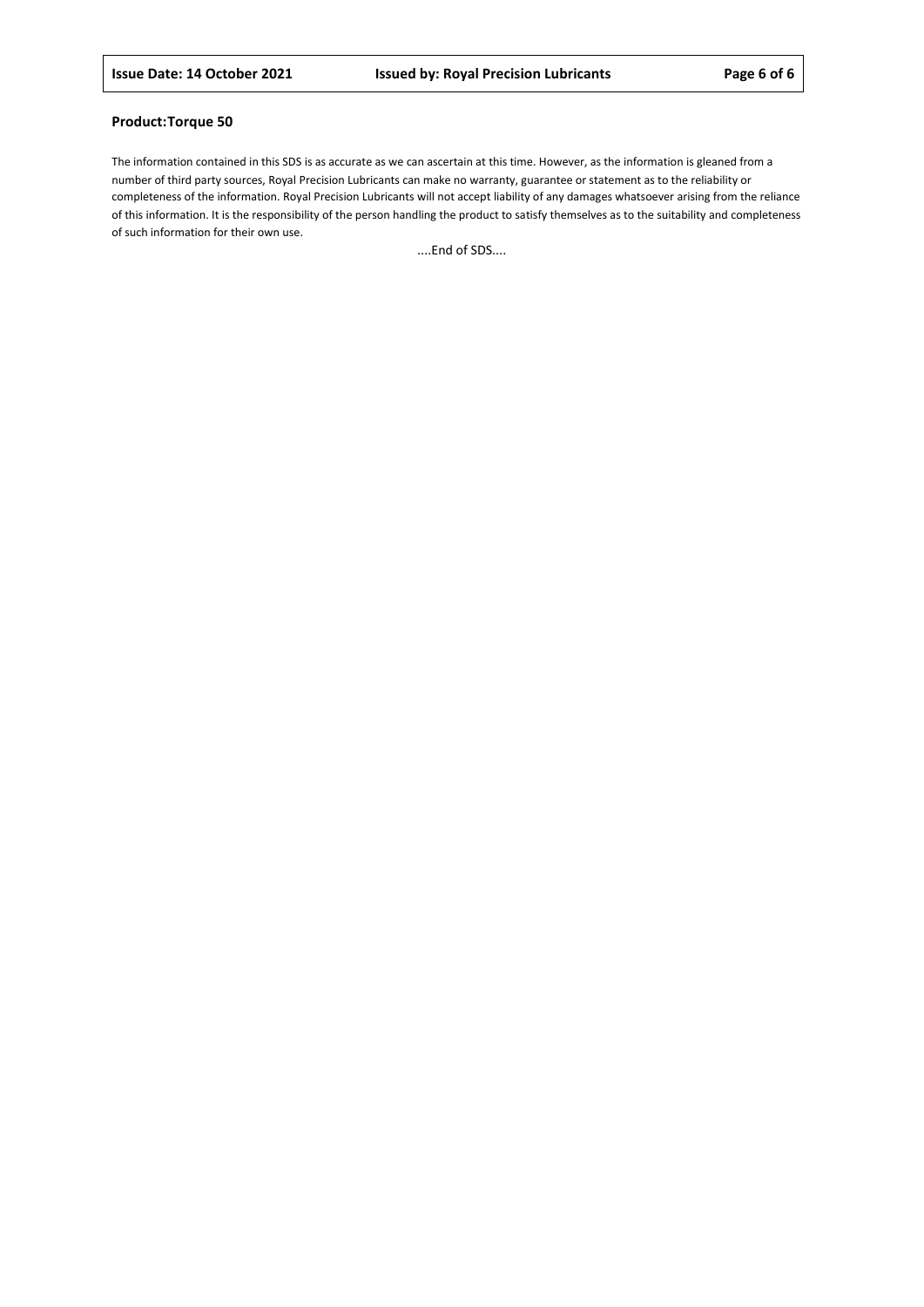**Product:Torque 50**

The information contained in this SDS is as accurate as we can ascertain at this time. However, as the information is gleaned from a number of third party sources, Royal Precision Lubricants can make no warranty, guarantee or statement as to the reliability or completeness of the information. Royal Precision Lubricants will not accept liability of any damages whatsoever arising from the reliance of this information. It is the responsibility of the person handling the product to satisfy themselves as to the suitability and completeness of such information for their own use.

....End of SDS....